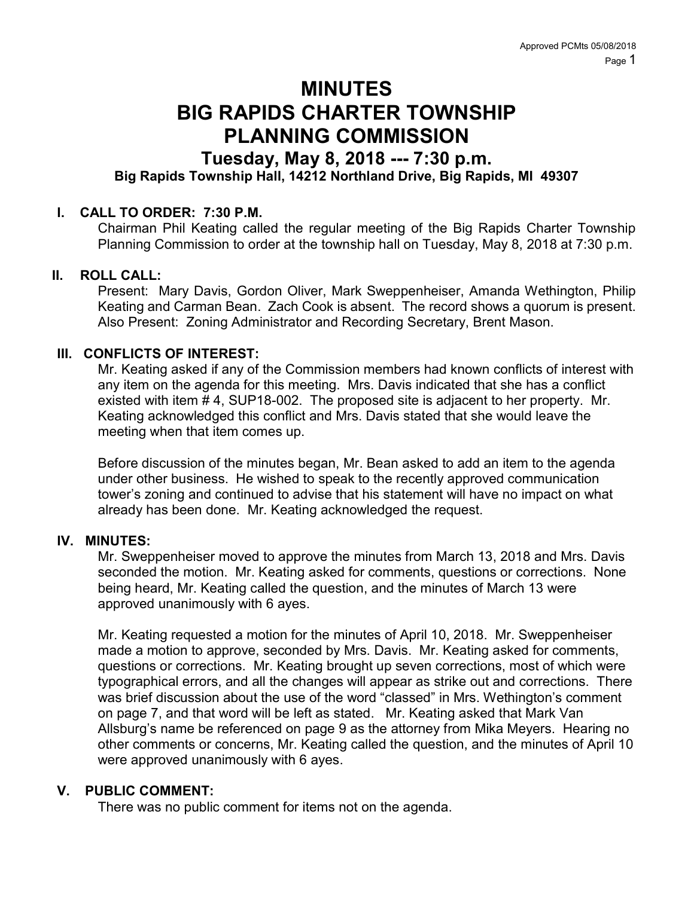# MINUTES
# BIG RAPIDS CHARTER TOWNSHIP
# PLANNING COMMISSION

## Tuesday, May 8, 2018 --- 7:30 p.m.

**Big Rapids Township Hall, 14212 Northland Drive, Big Rapids, MI 49307**

### I. CALL TO ORDER: 7:30 P.M.

Chairman Phil Keating called the regular meeting of the Big Rapids Charter Township Planning Commission to order at the township hall on Tuesday, May 8, 2018 at 7:30 p.m.

### II. ROLL CALL:

Present: Mary Davis, Gordon Oliver, Mark Sweppenheiser, Amanda Wethington, Philip Keating and Carman Bean. Zach Cook is absent. The record shows a quorum is present. Also Present: Zoning Administrator and Recording Secretary, Brent Mason.

### III. CONFLICTS OF INTEREST:

Mr. Keating asked if any of the Commission members had known conflicts of interest with any item on the agenda for this meeting. Mrs. Davis indicated that she has a conflict existed with item # 4, SUP18-002. The proposed site is adjacent to her property. Mr. Keating acknowledged this conflict and Mrs. Davis stated that she would leave the meeting when that item comes up.

Before discussion of the minutes began, Mr. Bean asked to add an item to the agenda under other business. He wished to speak to the recently approved communication tower's zoning and continued to advise that his statement will have no impact on what already has been done. Mr. Keating acknowledged the request.

### IV. MINUTES:

Mr. Sweppenheiser moved to approve the minutes from March 13, 2018 and Mrs. Davis seconded the motion. Mr. Keating asked for comments, questions or corrections. None being heard, Mr. Keating called the question, and the minutes of March 13 were approved unanimously with 6 ayes.

Mr. Keating requested a motion for the minutes of April 10, 2018. Mr. Sweppenheiser made a motion to approve, seconded by Mrs. Davis. Mr. Keating asked for comments, questions or corrections. Mr. Keating brought up seven corrections, most of which were typographical errors, and all the changes will appear as strike out and corrections. There was brief discussion about the use of the word "classed" in Mrs. Wethington's comment on page 7, and that word will be left as stated. Mr. Keating asked that Mark Van Allsburg's name be referenced on page 9 as the attorney from Mika Meyers. Hearing no other comments or concerns, Mr. Keating called the question, and the minutes of April 10 were approved unanimously with 6 ayes.

### V. PUBLIC COMMENT:

There was no public comment for items not on the agenda.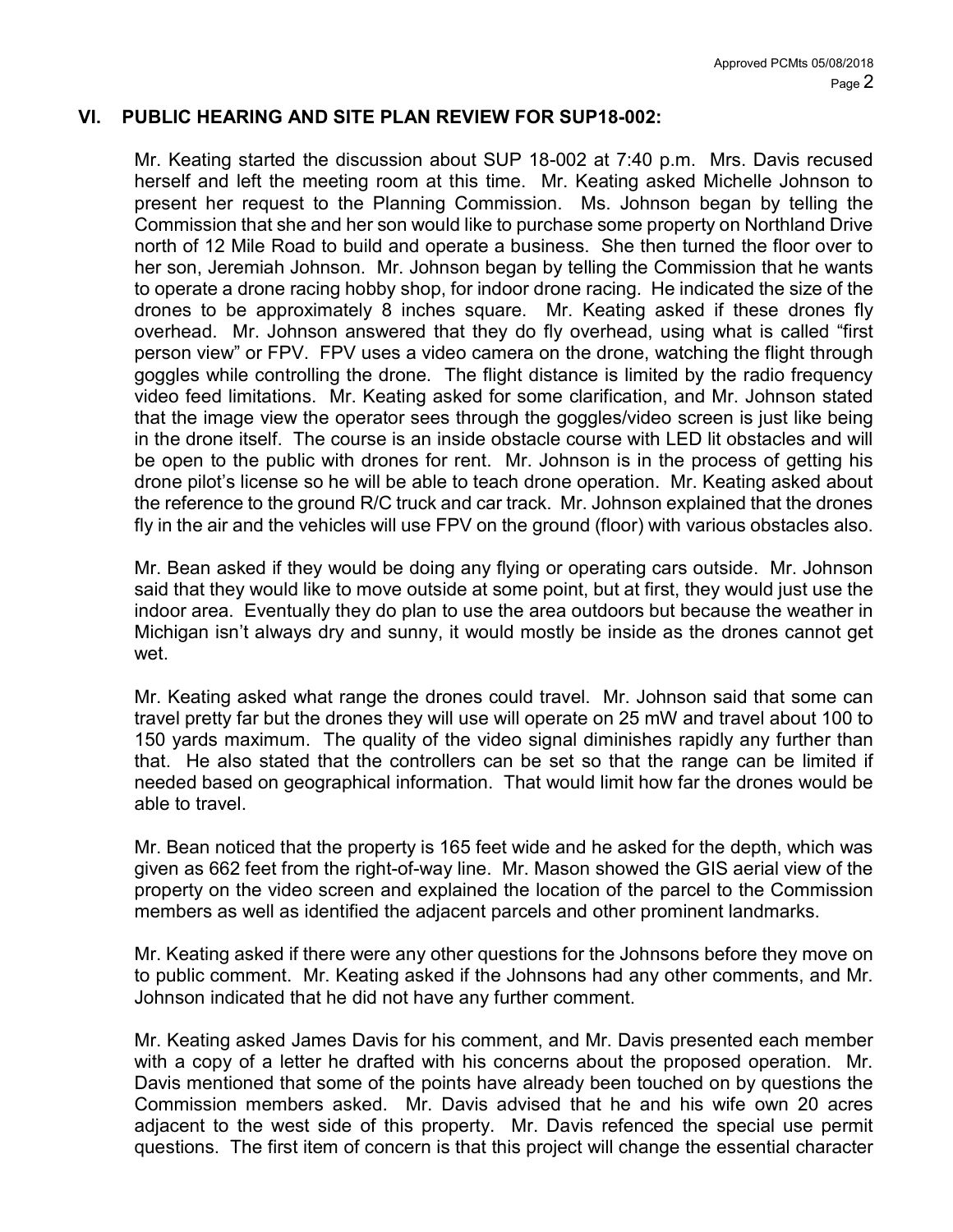## VI. PUBLIC HEARING AND SITE PLAN REVIEW FOR SUP18-002:

Mr. Keating started the discussion about SUP 18-002 at 7:40 p.m. Mrs. Davis recused herself and left the meeting room at this time. Mr. Keating asked Michelle Johnson to present her request to the Planning Commission. Ms. Johnson began by telling the Commission that she and her son would like to purchase some property on Northland Drive north of 12 Mile Road to build and operate a business. She then turned the floor over to her son, Jeremiah Johnson. Mr. Johnson began by telling the Commission that he wants to operate a drone racing hobby shop, for indoor drone racing. He indicated the size of the drones to be approximately 8 inches square. Mr. Keating asked if these drones fly overhead. Mr. Johnson answered that they do fly overhead, using what is called "first person view" or FPV. FPV uses a video camera on the drone, watching the flight through goggles while controlling the drone. The flight distance is limited by the radio frequency video feed limitations. Mr. Keating asked for some clarification, and Mr. Johnson stated that the image view the operator sees through the goggles/video screen is just like being in the drone itself. The course is an inside obstacle course with LED lit obstacles and will be open to the public with drones for rent. Mr. Johnson is in the process of getting his drone pilot's license so he will be able to teach drone operation. Mr. Keating asked about the reference to the ground R/C truck and car track. Mr. Johnson explained that the drones fly in the air and the vehicles will use FPV on the ground (floor) with various obstacles also.

Mr. Bean asked if they would be doing any flying or operating cars outside. Mr. Johnson said that they would like to move outside at some point, but at first, they would just use the indoor area. Eventually they do plan to use the area outdoors but because the weather in Michigan isn't always dry and sunny, it would mostly be inside as the drones cannot get wet.

Mr. Keating asked what range the drones could travel. Mr. Johnson said that some can travel pretty far but the drones they will use will operate on 25 mW and travel about 100 to 150 yards maximum. The quality of the video signal diminishes rapidly any further than that. He also stated that the controllers can be set so that the range can be limited if needed based on geographical information. That would limit how far the drones would be able to travel.

Mr. Bean noticed that the property is 165 feet wide and he asked for the depth, which was given as 662 feet from the right-of-way line. Mr. Mason showed the GIS aerial view of the property on the video screen and explained the location of the parcel to the Commission members as well as identified the adjacent parcels and other prominent landmarks.

Mr. Keating asked if there were any other questions for the Johnsons before they move on to public comment. Mr. Keating asked if the Johnsons had any other comments, and Mr. Johnson indicated that he did not have any further comment.

Mr. Keating asked James Davis for his comment, and Mr. Davis presented each member with a copy of a letter he drafted with his concerns about the proposed operation. Mr. Davis mentioned that some of the points have already been touched on by questions the Commission members asked. Mr. Davis advised that he and his wife own 20 acres adjacent to the west side of this property. Mr. Davis refenced the special use permit questions. The first item of concern is that this project will change the essential character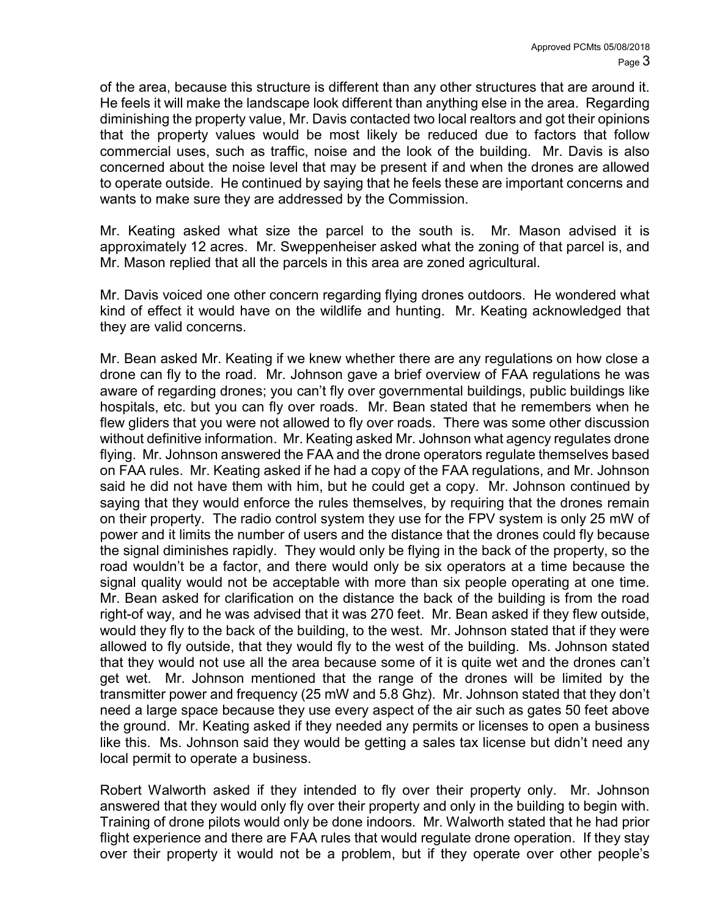of the area, because this structure is different than any other structures that are around it. He feels it will make the landscape look different than anything else in the area. Regarding diminishing the property value, Mr. Davis contacted two local realtors and got their opinions that the property values would be most likely be reduced due to factors that follow commercial uses, such as traffic, noise and the look of the building. Mr. Davis is also concerned about the noise level that may be present if and when the drones are allowed to operate outside. He continued by saying that he feels these are important concerns and wants to make sure they are addressed by the Commission.

Mr. Keating asked what size the parcel to the south is. Mr. Mason advised it is approximately 12 acres. Mr. Sweppenheiser asked what the zoning of that parcel is, and Mr. Mason replied that all the parcels in this area are zoned agricultural.

Mr. Davis voiced one other concern regarding flying drones outdoors. He wondered what kind of effect it would have on the wildlife and hunting. Mr. Keating acknowledged that they are valid concerns.

Mr. Bean asked Mr. Keating if we knew whether there are any regulations on how close a drone can fly to the road. Mr. Johnson gave a brief overview of FAA regulations he was aware of regarding drones; you can't fly over governmental buildings, public buildings like hospitals, etc. but you can fly over roads. Mr. Bean stated that he remembers when he flew gliders that you were not allowed to fly over roads. There was some other discussion without definitive information. Mr. Keating asked Mr. Johnson what agency regulates drone flying. Mr. Johnson answered the FAA and the drone operators regulate themselves based on FAA rules. Mr. Keating asked if he had a copy of the FAA regulations, and Mr. Johnson said he did not have them with him, but he could get a copy. Mr. Johnson continued by saying that they would enforce the rules themselves, by requiring that the drones remain on their property. The radio control system they use for the FPV system is only 25 mW of power and it limits the number of users and the distance that the drones could fly because the signal diminishes rapidly. They would only be flying in the back of the property, so the road wouldn't be a factor, and there would only be six operators at a time because the signal quality would not be acceptable with more than six people operating at one time. Mr. Bean asked for clarification on the distance the back of the building is from the road right-of way, and he was advised that it was 270 feet. Mr. Bean asked if they flew outside, would they fly to the back of the building, to the west. Mr. Johnson stated that if they were allowed to fly outside, that they would fly to the west of the building. Ms. Johnson stated that they would not use all the area because some of it is quite wet and the drones can't get wet. Mr. Johnson mentioned that the range of the drones will be limited by the transmitter power and frequency (25 mW and 5.8 Ghz). Mr. Johnson stated that they don't need a large space because they use every aspect of the air such as gates 50 feet above the ground. Mr. Keating asked if they needed any permits or licenses to open a business like this. Ms. Johnson said they would be getting a sales tax license but didn't need any local permit to operate a business.

Robert Walworth asked if they intended to fly over their property only. Mr. Johnson answered that they would only fly over their property and only in the building to begin with. Training of drone pilots would only be done indoors. Mr. Walworth stated that he had prior flight experience and there are FAA rules that would regulate drone operation. If they stay over their property it would not be a problem, but if they operate over other people's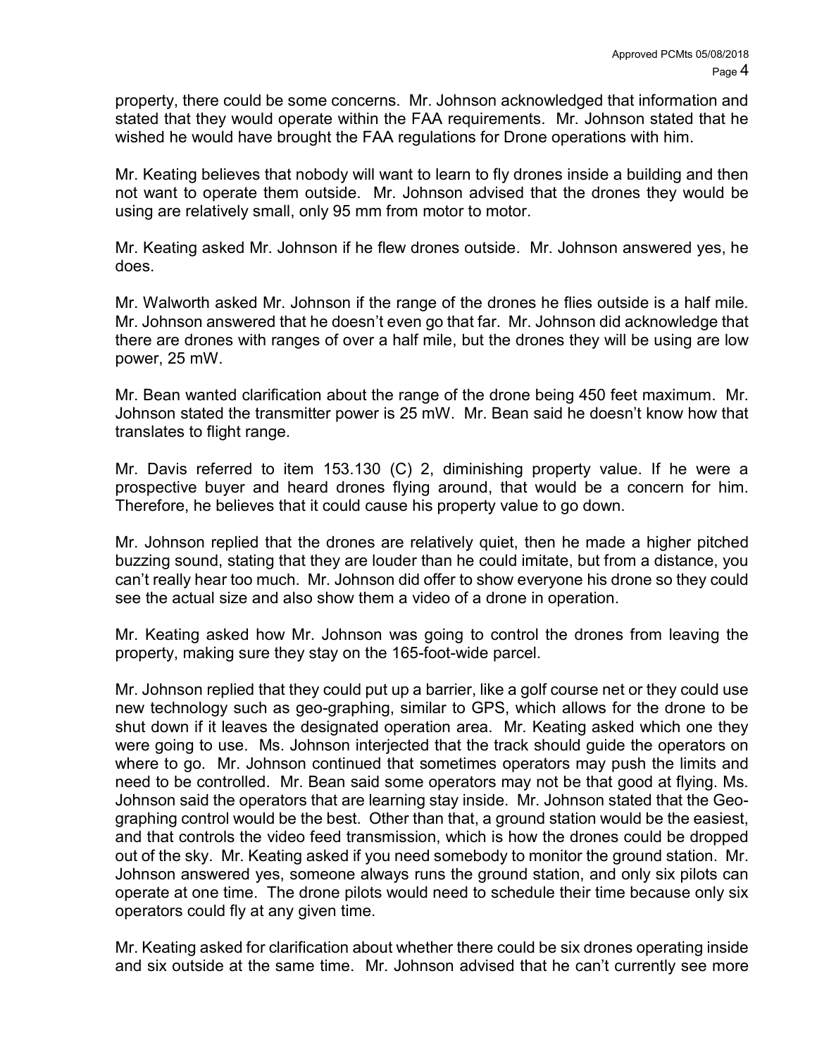property, there could be some concerns. Mr. Johnson acknowledged that information and stated that they would operate within the FAA requirements. Mr. Johnson stated that he wished he would have brought the FAA regulations for Drone operations with him.

Mr. Keating believes that nobody will want to learn to fly drones inside a building and then not want to operate them outside. Mr. Johnson advised that the drones they would be using are relatively small, only 95 mm from motor to motor.

Mr. Keating asked Mr. Johnson if he flew drones outside. Mr. Johnson answered yes, he does.

Mr. Walworth asked Mr. Johnson if the range of the drones he flies outside is a half mile. Mr. Johnson answered that he doesn't even go that far. Mr. Johnson did acknowledge that there are drones with ranges of over a half mile, but the drones they will be using are low power, 25 mW.

Mr. Bean wanted clarification about the range of the drone being 450 feet maximum. Mr. Johnson stated the transmitter power is 25 mW. Mr. Bean said he doesn't know how that translates to flight range.

Mr. Davis referred to item 153.130 (C) 2, diminishing property value. If he were a prospective buyer and heard drones flying around, that would be a concern for him. Therefore, he believes that it could cause his property value to go down.

Mr. Johnson replied that the drones are relatively quiet, then he made a higher pitched buzzing sound, stating that they are louder than he could imitate, but from a distance, you can't really hear too much. Mr. Johnson did offer to show everyone his drone so they could see the actual size and also show them a video of a drone in operation.

Mr. Keating asked how Mr. Johnson was going to control the drones from leaving the property, making sure they stay on the 165-foot-wide parcel.

Mr. Johnson replied that they could put up a barrier, like a golf course net or they could use new technology such as geo-graphing, similar to GPS, which allows for the drone to be shut down if it leaves the designated operation area. Mr. Keating asked which one they were going to use. Ms. Johnson interjected that the track should guide the operators on where to go. Mr. Johnson continued that sometimes operators may push the limits and need to be controlled. Mr. Bean said some operators may not be that good at flying. Ms. Johnson said the operators that are learning stay inside. Mr. Johnson stated that the Geo-graphing control would be the best. Other than that, a ground station would be the easiest, and that controls the video feed transmission, which is how the drones could be dropped out of the sky. Mr. Keating asked if you need somebody to monitor the ground station. Mr. Johnson answered yes, someone always runs the ground station, and only six pilots can operate at one time. The drone pilots would need to schedule their time because only six operators could fly at any given time.

Mr. Keating asked for clarification about whether there could be six drones operating inside and six outside at the same time. Mr. Johnson advised that he can't currently see more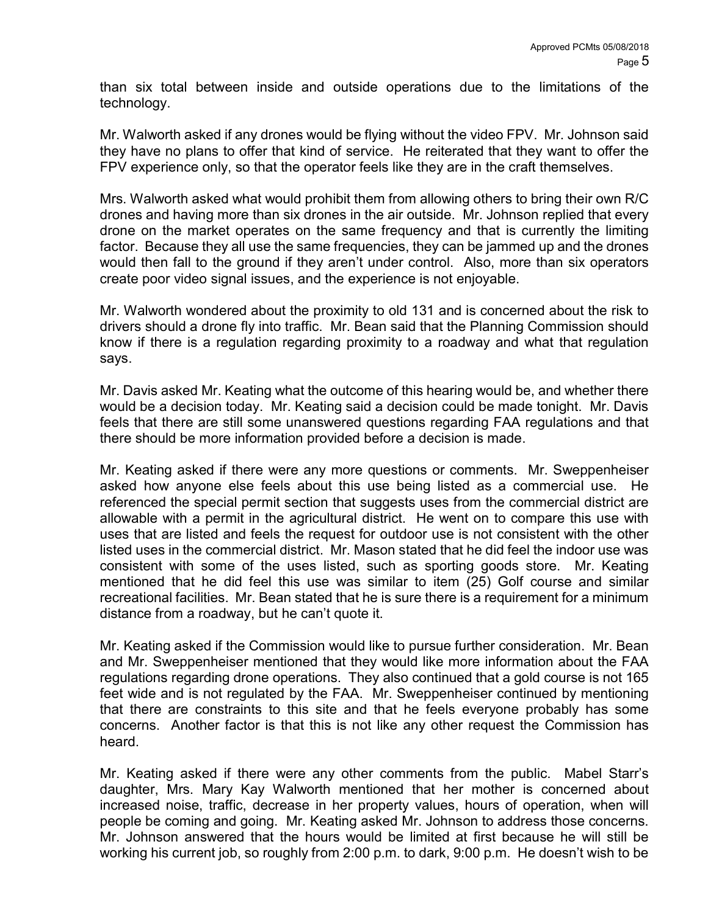than six total between inside and outside operations due to the limitations of the technology.

Mr. Walworth asked if any drones would be flying without the video FPV. Mr. Johnson said they have no plans to offer that kind of service. He reiterated that they want to offer the FPV experience only, so that the operator feels like they are in the craft themselves.

Mrs. Walworth asked what would prohibit them from allowing others to bring their own R/C drones and having more than six drones in the air outside. Mr. Johnson replied that every drone on the market operates on the same frequency and that is currently the limiting factor. Because they all use the same frequencies, they can be jammed up and the drones would then fall to the ground if they aren't under control. Also, more than six operators create poor video signal issues, and the experience is not enjoyable.

Mr. Walworth wondered about the proximity to old 131 and is concerned about the risk to drivers should a drone fly into traffic. Mr. Bean said that the Planning Commission should know if there is a regulation regarding proximity to a roadway and what that regulation says.

Mr. Davis asked Mr. Keating what the outcome of this hearing would be, and whether there would be a decision today. Mr. Keating said a decision could be made tonight. Mr. Davis feels that there are still some unanswered questions regarding FAA regulations and that there should be more information provided before a decision is made.

Mr. Keating asked if there were any more questions or comments. Mr. Sweppenheiser asked how anyone else feels about this use being listed as a commercial use. He referenced the special permit section that suggests uses from the commercial district are allowable with a permit in the agricultural district. He went on to compare this use with uses that are listed and feels the request for outdoor use is not consistent with the other listed uses in the commercial district. Mr. Mason stated that he did feel the indoor use was consistent with some of the uses listed, such as sporting goods store. Mr. Keating mentioned that he did feel this use was similar to item (25) Golf course and similar recreational facilities. Mr. Bean stated that he is sure there is a requirement for a minimum distance from a roadway, but he can't quote it.

Mr. Keating asked if the Commission would like to pursue further consideration. Mr. Bean and Mr. Sweppenheiser mentioned that they would like more information about the FAA regulations regarding drone operations. They also continued that a gold course is not 165 feet wide and is not regulated by the FAA. Mr. Sweppenheiser continued by mentioning that there are constraints to this site and that he feels everyone probably has some concerns. Another factor is that this is not like any other request the Commission has heard.

Mr. Keating asked if there were any other comments from the public. Mabel Starr's daughter, Mrs. Mary Kay Walworth mentioned that her mother is concerned about increased noise, traffic, decrease in her property values, hours of operation, when will people be coming and going. Mr. Keating asked Mr. Johnson to address those concerns. Mr. Johnson answered that the hours would be limited at first because he will still be working his current job, so roughly from 2:00 p.m. to dark, 9:00 p.m. He doesn't wish to be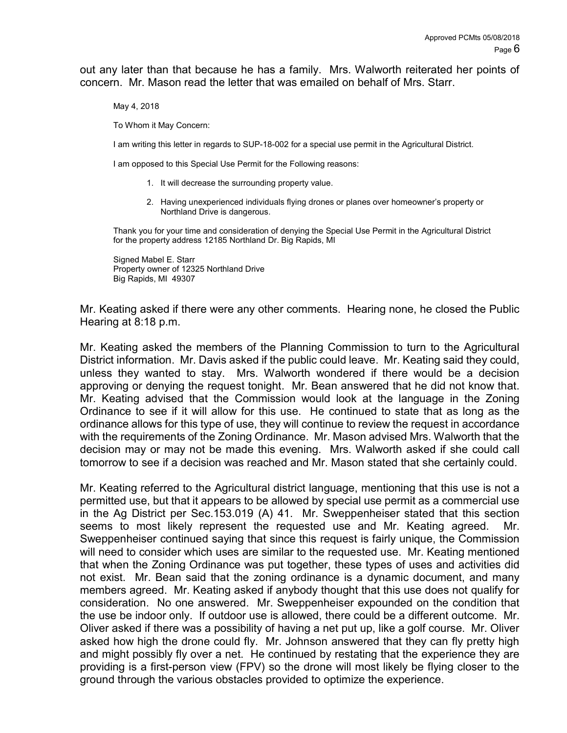out any later than that because he has a family. Mrs. Walworth reiterated her points of concern. Mr. Mason read the letter that was emailed on behalf of Mrs. Starr.

> May 4, 2018
>
> To Whom it May Concern:
>
> I am writing this letter in regards to SUP-18-002 for a special use permit in the Agricultural District.
>
> I am opposed to this Special Use Permit for the Following reasons:
>
> 1. It will decrease the surrounding property value.
> 2. Having unexperienced individuals flying drones or planes over homeowner's property or Northland Drive is dangerous.
>
> Thank you for your time and consideration of denying the Special Use Permit in the Agricultural District for the property address 12185 Northland Dr. Big Rapids, MI
>
> Signed Mabel E. Starr
> Property owner of 12325 Northland Drive
> Big Rapids, MI 49307

Mr. Keating asked if there were any other comments. Hearing none, he closed the Public Hearing at 8:18 p.m.

Mr. Keating asked the members of the Planning Commission to turn to the Agricultural District information. Mr. Davis asked if the public could leave. Mr. Keating said they could, unless they wanted to stay. Mrs. Walworth wondered if there would be a decision approving or denying the request tonight. Mr. Bean answered that he did not know that. Mr. Keating advised that the Commission would look at the language in the Zoning Ordinance to see if it will allow for this use. He continued to state that as long as the ordinance allows for this type of use, they will continue to review the request in accordance with the requirements of the Zoning Ordinance. Mr. Mason advised Mrs. Walworth that the decision may or may not be made this evening. Mrs. Walworth asked if she could call tomorrow to see if a decision was reached and Mr. Mason stated that she certainly could.

Mr. Keating referred to the Agricultural district language, mentioning that this use is not a permitted use, but that it appears to be allowed by special use permit as a commercial use in the Ag District per Sec.153.019 (A) 41. Mr. Sweppenheiser stated that this section seems to most likely represent the requested use and Mr. Keating agreed. Mr. Sweppenheiser continued saying that since this request is fairly unique, the Commission will need to consider which uses are similar to the requested use. Mr. Keating mentioned that when the Zoning Ordinance was put together, these types of uses and activities did not exist. Mr. Bean said that the zoning ordinance is a dynamic document, and many members agreed. Mr. Keating asked if anybody thought that this use does not qualify for consideration. No one answered. Mr. Sweppenheiser expounded on the condition that the use be indoor only. If outdoor use is allowed, there could be a different outcome. Mr. Oliver asked if there was a possibility of having a net put up, like a golf course. Mr. Oliver asked how high the drone could fly. Mr. Johnson answered that they can fly pretty high and might possibly fly over a net. He continued by restating that the experience they are providing is a first-person view (FPV) so the drone will most likely be flying closer to the ground through the various obstacles provided to optimize the experience.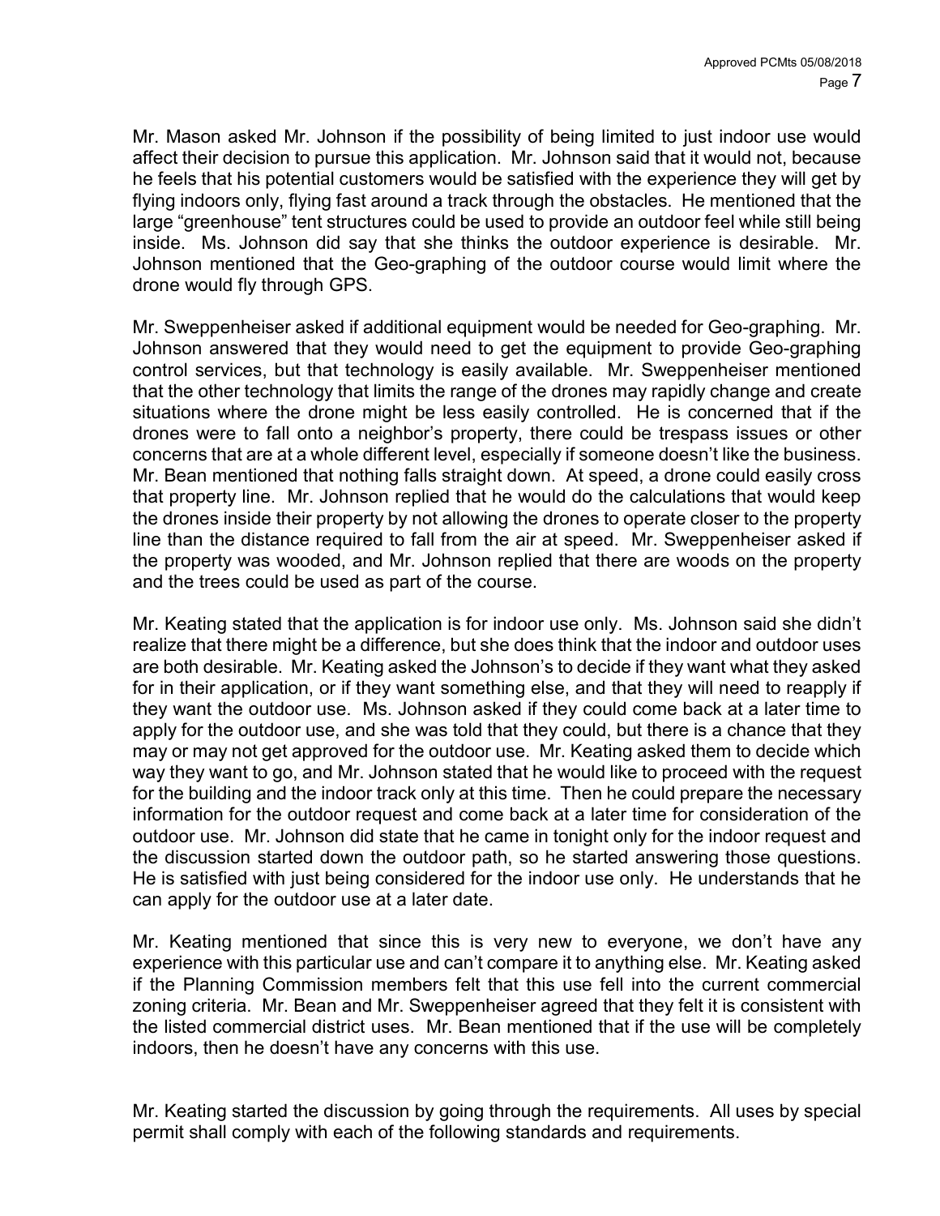Mr. Mason asked Mr. Johnson if the possibility of being limited to just indoor use would affect their decision to pursue this application. Mr. Johnson said that it would not, because he feels that his potential customers would be satisfied with the experience they will get by flying indoors only, flying fast around a track through the obstacles. He mentioned that the large "greenhouse" tent structures could be used to provide an outdoor feel while still being inside. Ms. Johnson did say that she thinks the outdoor experience is desirable. Mr. Johnson mentioned that the Geo-graphing of the outdoor course would limit where the drone would fly through GPS.

Mr. Sweppenheiser asked if additional equipment would be needed for Geo-graphing. Mr. Johnson answered that they would need to get the equipment to provide Geo-graphing control services, but that technology is easily available. Mr. Sweppenheiser mentioned that the other technology that limits the range of the drones may rapidly change and create situations where the drone might be less easily controlled. He is concerned that if the drones were to fall onto a neighbor's property, there could be trespass issues or other concerns that are at a whole different level, especially if someone doesn't like the business. Mr. Bean mentioned that nothing falls straight down. At speed, a drone could easily cross that property line. Mr. Johnson replied that he would do the calculations that would keep the drones inside their property by not allowing the drones to operate closer to the property line than the distance required to fall from the air at speed. Mr. Sweppenheiser asked if the property was wooded, and Mr. Johnson replied that there are woods on the property and the trees could be used as part of the course.

Mr. Keating stated that the application is for indoor use only. Ms. Johnson said she didn't realize that there might be a difference, but she does think that the indoor and outdoor uses are both desirable. Mr. Keating asked the Johnson's to decide if they want what they asked for in their application, or if they want something else, and that they will need to reapply if they want the outdoor use. Ms. Johnson asked if they could come back at a later time to apply for the outdoor use, and she was told that they could, but there is a chance that they may or may not get approved for the outdoor use. Mr. Keating asked them to decide which way they want to go, and Mr. Johnson stated that he would like to proceed with the request for the building and the indoor track only at this time. Then he could prepare the necessary information for the outdoor request and come back at a later time for consideration of the outdoor use. Mr. Johnson did state that he came in tonight only for the indoor request and the discussion started down the outdoor path, so he started answering those questions. He is satisfied with just being considered for the indoor use only. He understands that he can apply for the outdoor use at a later date.

Mr. Keating mentioned that since this is very new to everyone, we don't have any experience with this particular use and can't compare it to anything else. Mr. Keating asked if the Planning Commission members felt that this use fell into the current commercial zoning criteria. Mr. Bean and Mr. Sweppenheiser agreed that they felt it is consistent with the listed commercial district uses. Mr. Bean mentioned that if the use will be completely indoors, then he doesn't have any concerns with this use.

Mr. Keating started the discussion by going through the requirements. All uses by special permit shall comply with each of the following standards and requirements.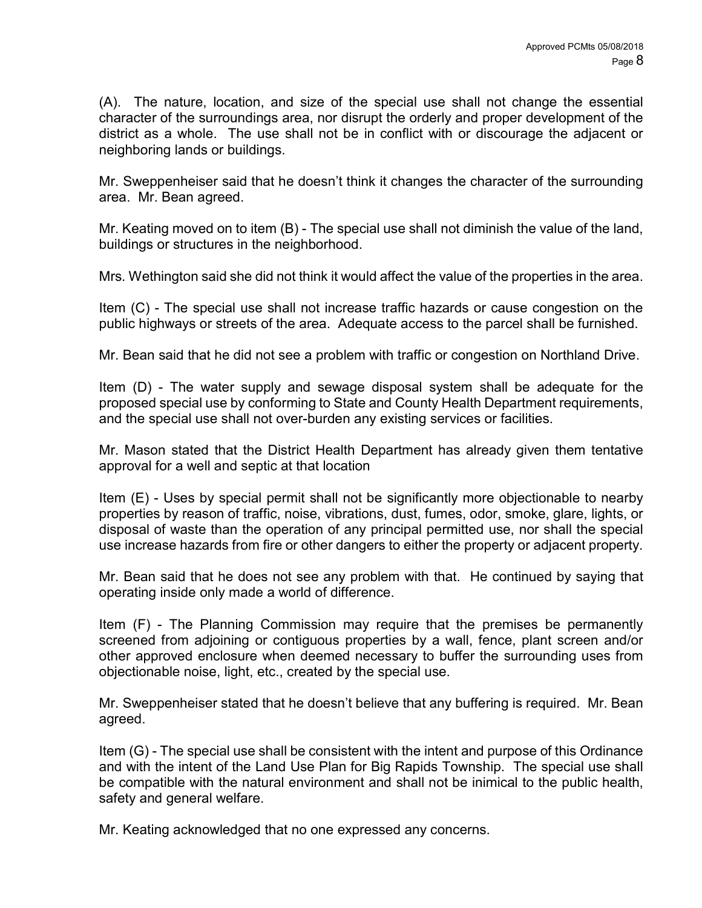(A). The nature, location, and size of the special use shall not change the essential character of the surroundings area, nor disrupt the orderly and proper development of the district as a whole. The use shall not be in conflict with or discourage the adjacent or neighboring lands or buildings.

Mr. Sweppenheiser said that he doesn't think it changes the character of the surrounding area. Mr. Bean agreed.

Mr. Keating moved on to item (B) - The special use shall not diminish the value of the land, buildings or structures in the neighborhood.

Mrs. Wethington said she did not think it would affect the value of the properties in the area.

Item (C) - The special use shall not increase traffic hazards or cause congestion on the public highways or streets of the area. Adequate access to the parcel shall be furnished.

Mr. Bean said that he did not see a problem with traffic or congestion on Northland Drive.

Item (D) - The water supply and sewage disposal system shall be adequate for the proposed special use by conforming to State and County Health Department requirements, and the special use shall not over-burden any existing services or facilities.

Mr. Mason stated that the District Health Department has already given them tentative approval for a well and septic at that location

Item (E) - Uses by special permit shall not be significantly more objectionable to nearby properties by reason of traffic, noise, vibrations, dust, fumes, odor, smoke, glare, lights, or disposal of waste than the operation of any principal permitted use, nor shall the special use increase hazards from fire or other dangers to either the property or adjacent property.

Mr. Bean said that he does not see any problem with that. He continued by saying that operating inside only made a world of difference.

Item (F) - The Planning Commission may require that the premises be permanently screened from adjoining or contiguous properties by a wall, fence, plant screen and/or other approved enclosure when deemed necessary to buffer the surrounding uses from objectionable noise, light, etc., created by the special use.

Mr. Sweppenheiser stated that he doesn't believe that any buffering is required. Mr. Bean agreed.

Item (G) - The special use shall be consistent with the intent and purpose of this Ordinance and with the intent of the Land Use Plan for Big Rapids Township. The special use shall be compatible with the natural environment and shall not be inimical to the public health, safety and general welfare.

Mr. Keating acknowledged that no one expressed any concerns.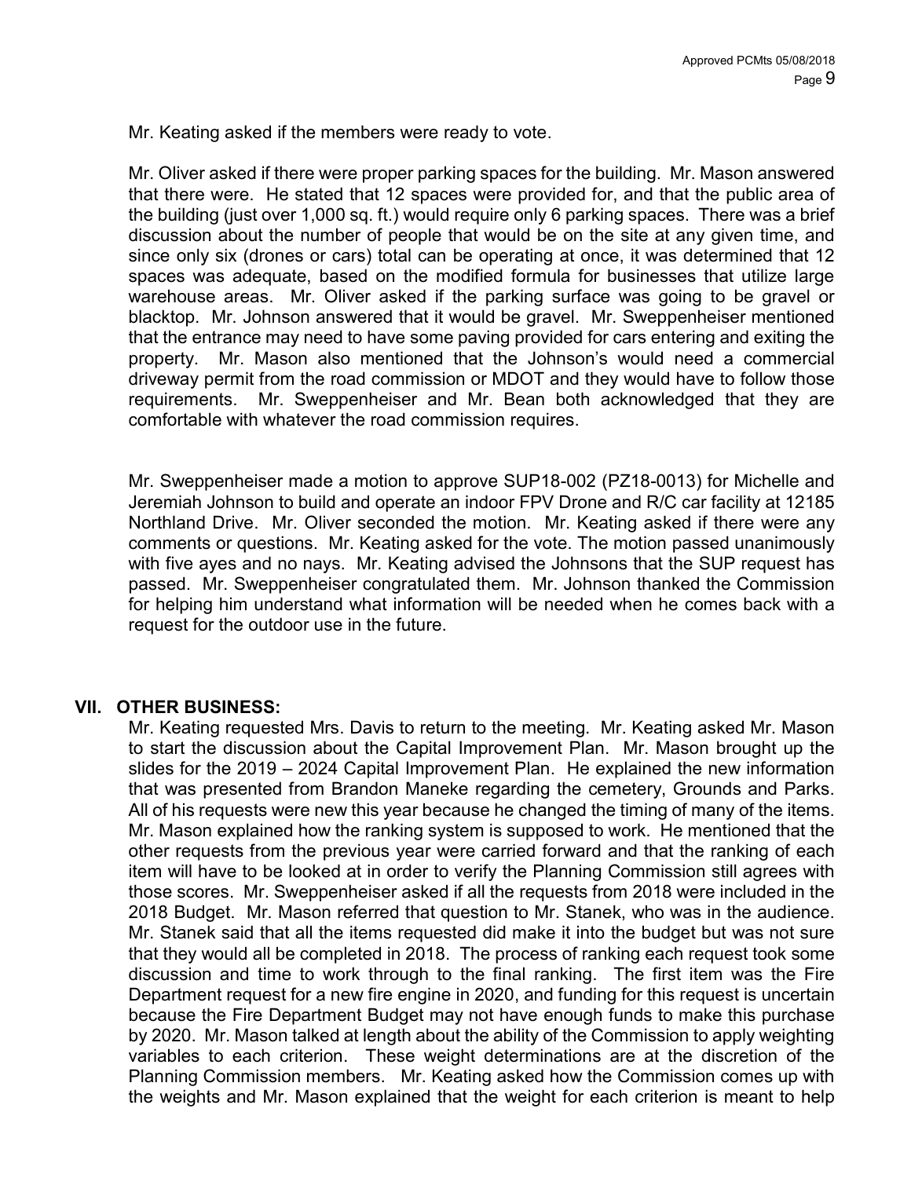Mr. Keating asked if the members were ready to vote.

Mr. Oliver asked if there were proper parking spaces for the building. Mr. Mason answered that there were. He stated that 12 spaces were provided for, and that the public area of the building (just over 1,000 sq. ft.) would require only 6 parking spaces. There was a brief discussion about the number of people that would be on the site at any given time, and since only six (drones or cars) total can be operating at once, it was determined that 12 spaces was adequate, based on the modified formula for businesses that utilize large warehouse areas. Mr. Oliver asked if the parking surface was going to be gravel or blacktop. Mr. Johnson answered that it would be gravel. Mr. Sweppenheiser mentioned that the entrance may need to have some paving provided for cars entering and exiting the property. Mr. Mason also mentioned that the Johnson's would need a commercial driveway permit from the road commission or MDOT and they would have to follow those requirements. Mr. Sweppenheiser and Mr. Bean both acknowledged that they are comfortable with whatever the road commission requires.

Mr. Sweppenheiser made a motion to approve SUP18-002 (PZ18-0013) for Michelle and Jeremiah Johnson to build and operate an indoor FPV Drone and R/C car facility at 12185 Northland Drive. Mr. Oliver seconded the motion. Mr. Keating asked if there were any comments or questions. Mr. Keating asked for the vote. The motion passed unanimously with five ayes and no nays. Mr. Keating advised the Johnsons that the SUP request has passed. Mr. Sweppenheiser congratulated them. Mr. Johnson thanked the Commission for helping him understand what information will be needed when he comes back with a request for the outdoor use in the future.

## VII. OTHER BUSINESS:

Mr. Keating requested Mrs. Davis to return to the meeting. Mr. Keating asked Mr. Mason to start the discussion about the Capital Improvement Plan. Mr. Mason brought up the slides for the 2019 – 2024 Capital Improvement Plan. He explained the new information that was presented from Brandon Maneke regarding the cemetery, Grounds and Parks. All of his requests were new this year because he changed the timing of many of the items. Mr. Mason explained how the ranking system is supposed to work. He mentioned that the other requests from the previous year were carried forward and that the ranking of each item will have to be looked at in order to verify the Planning Commission still agrees with those scores. Mr. Sweppenheiser asked if all the requests from 2018 were included in the 2018 Budget. Mr. Mason referred that question to Mr. Stanek, who was in the audience. Mr. Stanek said that all the items requested did make it into the budget but was not sure that they would all be completed in 2018. The process of ranking each request took some discussion and time to work through to the final ranking. The first item was the Fire Department request for a new fire engine in 2020, and funding for this request is uncertain because the Fire Department Budget may not have enough funds to make this purchase by 2020. Mr. Mason talked at length about the ability of the Commission to apply weighting variables to each criterion. These weight determinations are at the discretion of the Planning Commission members. Mr. Keating asked how the Commission comes up with the weights and Mr. Mason explained that the weight for each criterion is meant to help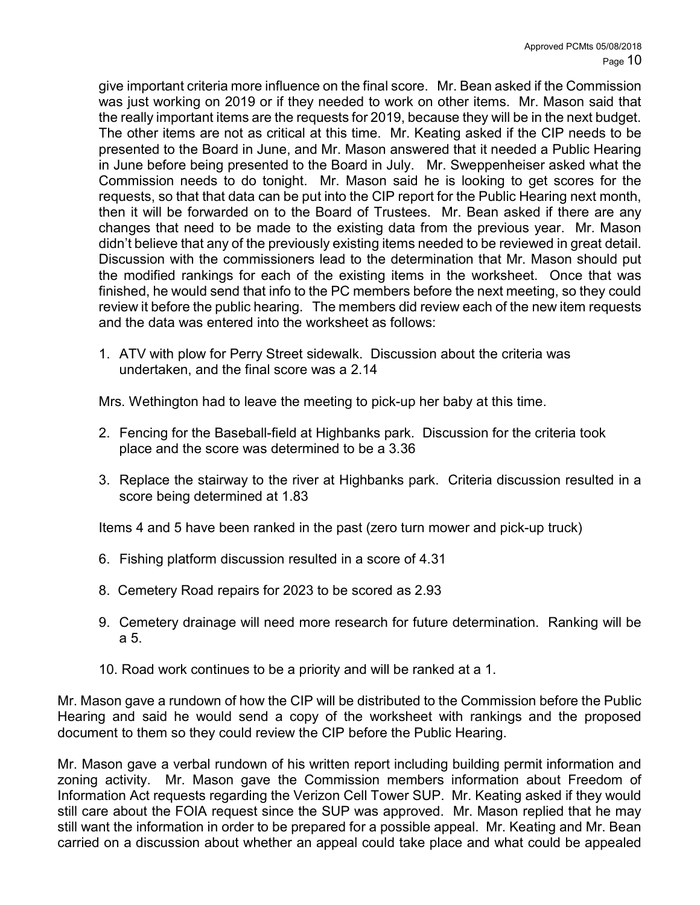give important criteria more influence on the final score. Mr. Bean asked if the Commission was just working on 2019 or if they needed to work on other items. Mr. Mason said that the really important items are the requests for 2019, because they will be in the next budget. The other items are not as critical at this time. Mr. Keating asked if the CIP needs to be presented to the Board in June, and Mr. Mason answered that it needed a Public Hearing in June before being presented to the Board in July. Mr. Sweppenheiser asked what the Commission needs to do tonight. Mr. Mason said he is looking to get scores for the requests, so that that data can be put into the CIP report for the Public Hearing next month, then it will be forwarded on to the Board of Trustees. Mr. Bean asked if there are any changes that need to be made to the existing data from the previous year. Mr. Mason didn't believe that any of the previously existing items needed to be reviewed in great detail. Discussion with the commissioners lead to the determination that Mr. Mason should put the modified rankings for each of the existing items in the worksheet. Once that was finished, he would send that info to the PC members before the next meeting, so they could review it before the public hearing. The members did review each of the new item requests and the data was entered into the worksheet as follows:

1. ATV with plow for Perry Street sidewalk. Discussion about the criteria was undertaken, and the final score was a 2.14

Mrs. Wethington had to leave the meeting to pick-up her baby at this time.

2. Fencing for the Baseball-field at Highbanks park. Discussion for the criteria took place and the score was determined to be a 3.36
3. Replace the stairway to the river at Highbanks park. Criteria discussion resulted in a score being determined at 1.83

Items 4 and 5 have been ranked in the past (zero turn mower and pick-up truck)

6. Fishing platform discussion resulted in a score of 4.31

8. Cemetery Road repairs for 2023 to be scored as 2.93
9. Cemetery drainage will need more research for future determination. Ranking will be a 5.
10. Road work continues to be a priority and will be ranked at a 1.

Mr. Mason gave a rundown of how the CIP will be distributed to the Commission before the Public Hearing and said he would send a copy of the worksheet with rankings and the proposed document to them so they could review the CIP before the Public Hearing.

Mr. Mason gave a verbal rundown of his written report including building permit information and zoning activity. Mr. Mason gave the Commission members information about Freedom of Information Act requests regarding the Verizon Cell Tower SUP. Mr. Keating asked if they would still care about the FOIA request since the SUP was approved. Mr. Mason replied that he may still want the information in order to be prepared for a possible appeal. Mr. Keating and Mr. Bean carried on a discussion about whether an appeal could take place and what could be appealed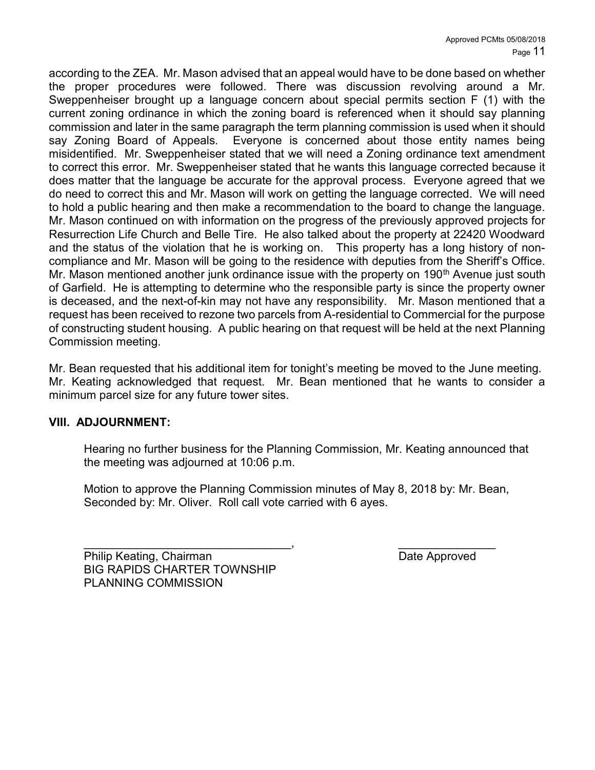according to the ZEA. Mr. Mason advised that an appeal would have to be done based on whether the proper procedures were followed. There was discussion revolving around a Mr. Sweppenheiser brought up a language concern about special permits section F (1) with the current zoning ordinance in which the zoning board is referenced when it should say planning commission and later in the same paragraph the term planning commission is used when it should say Zoning Board of Appeals. Everyone is concerned about those entity names being misidentified. Mr. Sweppenheiser stated that we will need a Zoning ordinance text amendment to correct this error. Mr. Sweppenheiser stated that he wants this language corrected because it does matter that the language be accurate for the approval process. Everyone agreed that we do need to correct this and Mr. Mason will work on getting the language corrected. We will need to hold a public hearing and then make a recommendation to the board to change the language. Mr. Mason continued on with information on the progress of the previously approved projects for Resurrection Life Church and Belle Tire. He also talked about the property at 22420 Woodward and the status of the violation that he is working on. This property has a long history of non-compliance and Mr. Mason will be going to the residence with deputies from the Sheriff's Office. Mr. Mason mentioned another junk ordinance issue with the property on 190th Avenue just south of Garfield. He is attempting to determine who the responsible party is since the property owner is deceased, and the next-of-kin may not have any responsibility. Mr. Mason mentioned that a request has been received to rezone two parcels from A-residential to Commercial for the purpose of constructing student housing. A public hearing on that request will be held at the next Planning Commission meeting.

Mr. Bean requested that his additional item for tonight's meeting be moved to the June meeting. Mr. Keating acknowledged that request. Mr. Bean mentioned that he wants to consider a minimum parcel size for any future tower sites.

## VIII. ADJOURNMENT:

Hearing no further business for the Planning Commission, Mr. Keating announced that the meeting was adjourned at 10:06 p.m.

Motion to approve the Planning Commission minutes of May 8, 2018 by: Mr. Bean, Seconded by: Mr. Oliver. Roll call vote carried with 6 ayes.

_________________________________, _______________

Philip Keating, Chairman Date Approved
BIG RAPIDS CHARTER TOWNSHIP
PLANNING COMMISSION